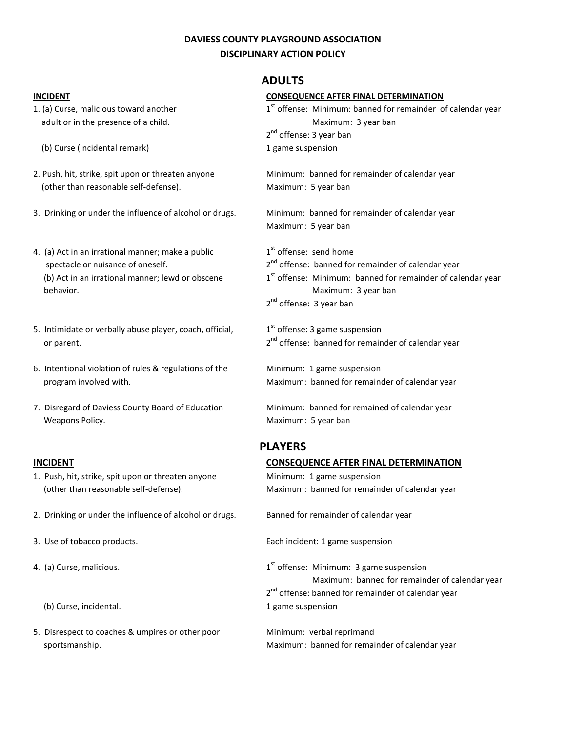**DAVIESS COUNTY PLAYGROUND ASSOCIATION**
**DISCIPLINARY ACTION POLICY**

## ADULTS

| INCIDENT | CONSEQUENCE AFTER FINAL DETERMINATION |
|---|---|
| 1. (a) Curse, malicious toward another adult or in the presence of a child. | 1st offense: Minimum: banned for remainder of calendar year<br>Maximum: 3 year ban<br>2nd offense: 3 year ban |
| (b) Curse (incidental remark) | 1 game suspension |
| 2. Push, hit, strike, spit upon or threaten anyone (other than reasonable self-defense). | Minimum: banned for remainder of calendar year<br>Maximum: 5 year ban |
| 3. Drinking or under the influence of alcohol or drugs. | Minimum: banned for remainder of calendar year<br>Maximum: 5 year ban |
| 4. (a) Act in an irrational manner; make a public spectacle or nuisance of oneself. | 1st offense: send home<br>2nd offense: banned for remainder of calendar year |
| (b) Act in an irrational manner; lewd or obscene behavior. | 1st offense: Minimum: banned for remainder of calendar year<br>Maximum: 3 year ban<br>2nd offense: 3 year ban |
| 5. Intimidate or verbally abuse player, coach, official, or parent. | 1st offense: 3 game suspension<br>2nd offense: banned for remainder of calendar year |
| 6. Intentional violation of rules & regulations of the program involved with. | Minimum: 1 game suspension<br>Maximum: banned for remainder of calendar year |
| 7. Disregard of Daviess County Board of Education Weapons Policy. | Minimum: banned for remained of calendar year<br>Maximum: 5 year ban |

## PLAYERS

| INCIDENT | CONSEQUENCE AFTER FINAL DETERMINATION |
|---|---|
| 1. Push, hit, strike, spit upon or threaten anyone (other than reasonable self-defense). | Minimum: 1 game suspension<br>Maximum: banned for remainder of calendar year |
| 2. Drinking or under the influence of alcohol or drugs. | Banned for remainder of calendar year |
| 3. Use of tobacco products. | Each incident: 1 game suspension |
| 4. (a) Curse, malicious. | 1st offense: Minimum: 3 game suspension<br>Maximum: banned for remainder of calendar year<br>2nd offense: banned for remainder of calendar year |
| (b) Curse, incidental. | 1 game suspension |
| 5. Disrespect to coaches & umpires or other poor sportsmanship. | Minimum: verbal reprimand<br>Maximum: banned for remainder of calendar year |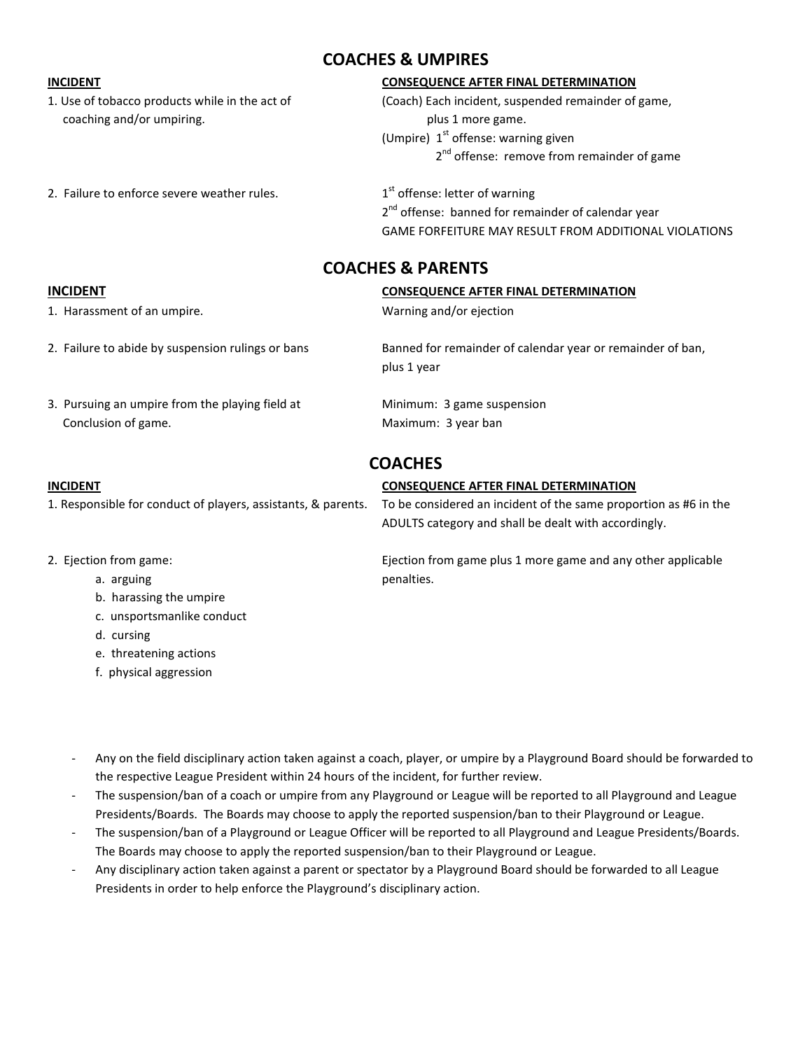## COACHES & UMPIRES

| INCIDENT | CONSEQUENCE AFTER FINAL DETERMINATION |
| --- | --- |
| 1. Use of tobacco products while in the act of coaching and/or umpiring. | (Coach) Each incident, suspended remainder of game, plus 1 more game.<br>(Umpire) 1st offense: warning given<br>2nd offense: remove from remainder of game |
| 2. Failure to enforce severe weather rules. | 1st offense: letter of warning<br>2nd offense: banned for remainder of calendar year<br>GAME FORFEITURE MAY RESULT FROM ADDITIONAL VIOLATIONS |

## COACHES & PARENTS

| INCIDENT | CONSEQUENCE AFTER FINAL DETERMINATION |
| --- | --- |
| 1. Harassment of an umpire. | Warning and/or ejection |
| 2. Failure to abide by suspension rulings or bans | Banned for remainder of calendar year or remainder of ban, plus 1 year |
| 3. Pursuing an umpire from the playing field at Conclusion of game. | Minimum: 3 game suspension<br>Maximum: 3 year ban |

## COACHES

| INCIDENT | CONSEQUENCE AFTER FINAL DETERMINATION |
| --- | --- |
| 1. Responsible for conduct of players, assistants, & parents. | To be considered an incident of the same proportion as #6 in the ADULTS category and shall be dealt with accordingly. |
| 2. Ejection from game:<br>a. arguing<br>b. harassing the umpire<br>c. unsportsmanlike conduct<br>d. cursing<br>e. threatening actions<br>f. physical aggression | Ejection from game plus 1 more game and any other applicable penalties. |

- Any on the field disciplinary action taken against a coach, player, or umpire by a Playground Board should be forwarded to the respective League President within 24 hours of the incident, for further review.
- The suspension/ban of a coach or umpire from any Playground or League will be reported to all Playground and League Presidents/Boards. The Boards may choose to apply the reported suspension/ban to their Playground or League.
- The suspension/ban of a Playground or League Officer will be reported to all Playground and League Presidents/Boards. The Boards may choose to apply the reported suspension/ban to their Playground or League.
- Any disciplinary action taken against a parent or spectator by a Playground Board should be forwarded to all League Presidents in order to help enforce the Playground's disciplinary action.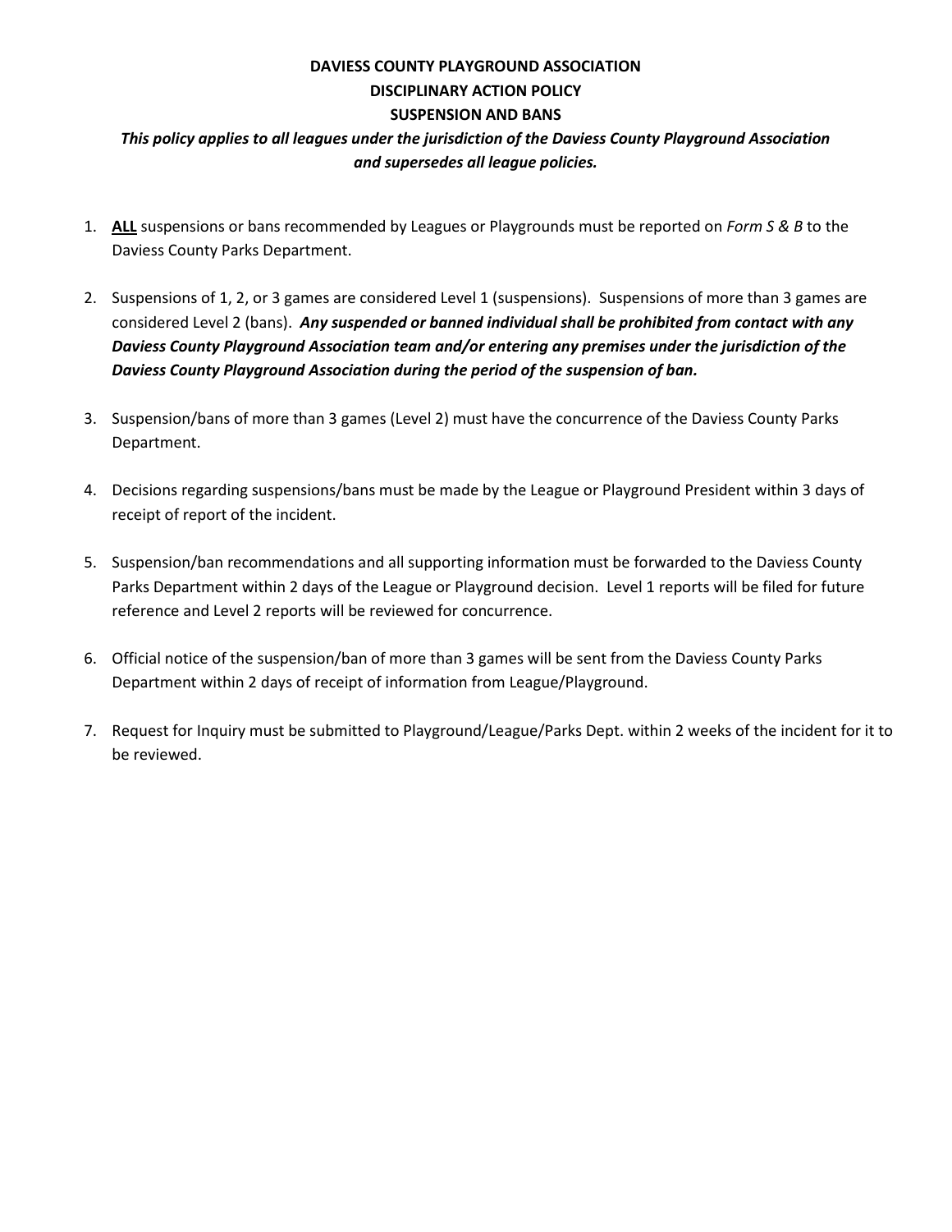**DAVIESS COUNTY PLAYGROUND ASSOCIATION**

**DISCIPLINARY ACTION POLICY**

**SUSPENSION AND BANS**

***This policy applies to all leagues under the jurisdiction of the Daviess County Playground Association and supersedes all league policies.***

1. **ALL** suspensions or bans recommended by Leagues or Playgrounds must be reported on *Form S & B* to the Daviess County Parks Department.

2. Suspensions of 1, 2, or 3 games are considered Level 1 (suspensions). Suspensions of more than 3 games are considered Level 2 (bans). ***Any suspended or banned individual shall be prohibited from contact with any Daviess County Playground Association team and/or entering any premises under the jurisdiction of the Daviess County Playground Association during the period of the suspension of ban.***

3. Suspension/bans of more than 3 games (Level 2) must have the concurrence of the Daviess County Parks Department.

4. Decisions regarding suspensions/bans must be made by the League or Playground President within 3 days of receipt of report of the incident.

5. Suspension/ban recommendations and all supporting information must be forwarded to the Daviess County Parks Department within 2 days of the League or Playground decision. Level 1 reports will be filed for future reference and Level 2 reports will be reviewed for concurrence.

6. Official notice of the suspension/ban of more than 3 games will be sent from the Daviess County Parks Department within 2 days of receipt of information from League/Playground.

7. Request for Inquiry must be submitted to Playground/League/Parks Dept. within 2 weeks of the incident for it to be reviewed.